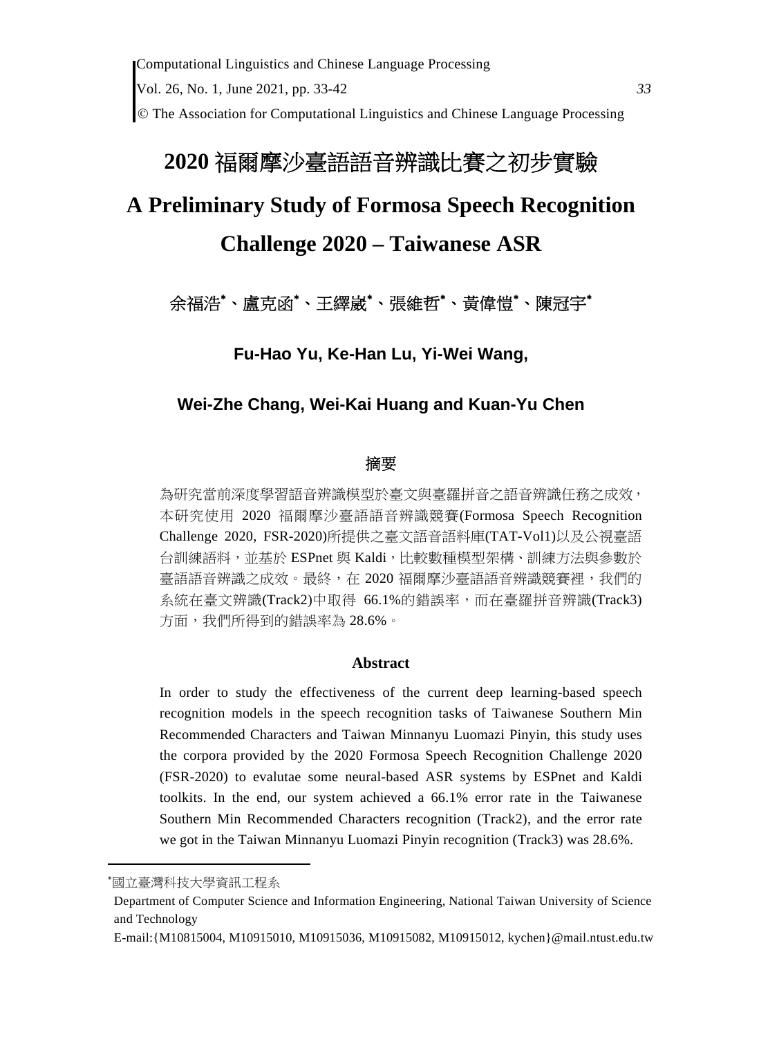# 2020 福爾摩沙臺語語音辨識比賽之初步實驗

# A Preliminary Study of Formosa Speech Recognition Challenge 2020 – Taiwanese ASR

余福浩[*]、盧克函[*]、王繹崴[*]、張維哲[*]、黃偉愷[*]、陳冠宇[*]

**Fu-Hao Yu, Ke-Han Lu, Yi-Wei Wang,**

**Wei-Zhe Chang, Wei-Kai Huang and Kuan-Yu Chen**

## 摘要

為研究當前深度學習語音辨識模型於臺文與臺羅拼音之語音辨識任務之成效，本研究使用 2020 福爾摩沙臺語語音辨識競賽(Formosa Speech Recognition Challenge 2020, FSR-2020)所提供之臺文語音語料庫(TAT-Vol1)以及公視臺語台訓練語料，並基於 ESPnet 與 Kaldi，比較數種模型架構、訓練方法與參數於臺語語音辨識之成效。最終，在 2020 福爾摩沙臺語語音辨識競賽裡，我們的系統在臺文辨識(Track2)中取得 66.1%的錯誤率，而在臺羅拼音辨識(Track3)方面，我們所得到的錯誤率為 28.6%。

## Abstract

In order to study the effectiveness of the current deep learning-based speech recognition models in the speech recognition tasks of Taiwanese Southern Min Recommended Characters and Taiwan Minnanyu Luomazi Pinyin, this study uses the corpora provided by the 2020 Formosa Speech Recognition Challenge 2020 (FSR-2020) to evalutae some neural-based ASR systems by ESPnet and Kaldi toolkits. In the end, our system achieved a 66.1% error rate in the Taiwanese Southern Min Recommended Characters recognition (Track2), and the error rate we got in the Taiwan Minnanyu Luomazi Pinyin recognition (Track3) was 28.6%.

---

[*]國立臺灣科技大學資訊工程系

Department of Computer Science and Information Engineering, National Taiwan University of Science and Technology

E-mail:{M10815004, M10915010, M10915036, M10915082, M10915012, kychen}@mail.ntust.edu.tw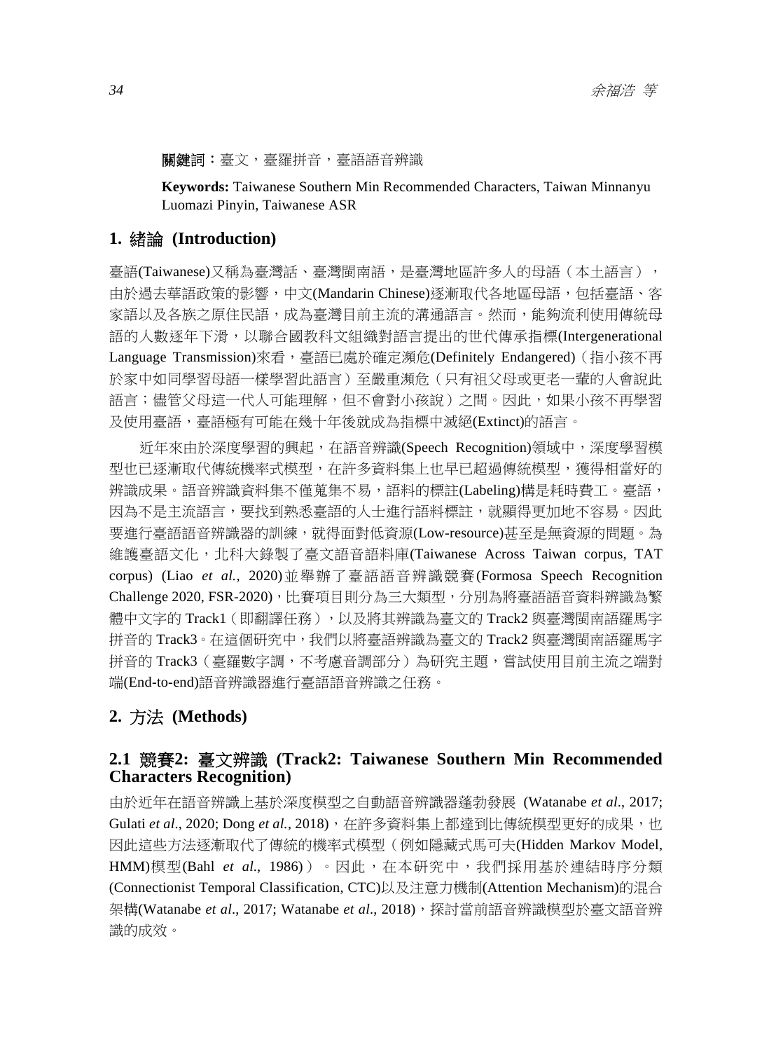**關鍵詞**：臺文，臺羅拼音，臺語語音辨識

**Keywords:** Taiwanese Southern Min Recommended Characters, Taiwan Minnanyu Luomazi Pinyin, Taiwanese ASR

## 1. 緒論 (Introduction)

臺語(Taiwanese)又稱為臺灣話、臺灣閩南語，是臺灣地區許多人的母語（本土語言），由於過去華語政策的影響，中文(Mandarin Chinese)逐漸取代各地區母語，包括臺語、客家語以及各族之原住民語，成為臺灣目前主流的溝通語言。然而，能夠流利使用傳統母語的人數逐年下滑，以聯合國教科文組織對語言提出的世代傳承指標(Intergenerational Language Transmission)來看，臺語已處於確定瀕危(Definitely Endangered)（指小孩不再於家中如同學習母語一樣學習此語言）至嚴重瀕危（只有祖父母或更老一輩的人會說此語言；儘管父母這一代人可能理解，但不會對小孩說）之間。因此，如果小孩不再學習及使用臺語，臺語極有可能在幾十年後就成為指標中滅絕(Extinct)的語言。

近年來由於深度學習的興起，在語音辨識(Speech Recognition)領域中，深度學習模型也已逐漸取代傳統機率式模型，在許多資料集上也早已超過傳統模型，獲得相當好的辨識成果。語音辨識資料集不僅蒐集不易，語料的標註(Labeling)構是耗時費工。臺語，因為不是主流語言，要找到熟悉臺語的人士進行語料標註，就顯得更加地不容易。因此要進行臺語語音辨識器的訓練，就得面對低資源(Low-resource)甚至是無資源的問題。為維護臺語文化，北科大錄製了臺文語音語料庫(Taiwanese Across Taiwan corpus, TAT corpus) (Liao *et al.*, 2020)並舉辦了臺語語音辨識競賽(Formosa Speech Recognition Challenge 2020, FSR-2020)，比賽項目則分為三大類型，分別為將臺語語音資料辨識為繁體中文字的 Track1（即翻譯任務），以及將其辨識為臺文的 Track2 與臺灣閩南語羅馬字拼音的 Track3。在這個研究中，我們以將臺語辨識為臺文的 Track2 與臺灣閩南語羅馬字拼音的 Track3（臺羅數字調，不考慮音調部分）為研究主題，嘗試使用目前主流之端對端(End-to-end)語音辨識器進行臺語語音辨識之任務。

## 2. 方法 (Methods)

### 2.1 競賽2: 臺文辨識 (Track2: Taiwanese Southern Min Recommended Characters Recognition)

由於近年在語音辨識上基於深度模型之自動語音辨識器蓬勃發展 (Watanabe *et al*., 2017; Gulati *et al*., 2020; Dong *et al.*, 2018)，在許多資料集上都達到比傳統模型更好的成果，也因此這些方法逐漸取代了傳統的機率式模型（例如隱藏式馬可夫(Hidden Markov Model, HMM)模型(Bahl *et al*., 1986)）。因此，在本研究中，我們採用基於連結時序分類(Connectionist Temporal Classification, CTC)以及注意力機制(Attention Mechanism)的混合架構(Watanabe *et al*., 2017; Watanabe *et al*., 2018)，探討當前語音辨識模型於臺文語音辨識的成效。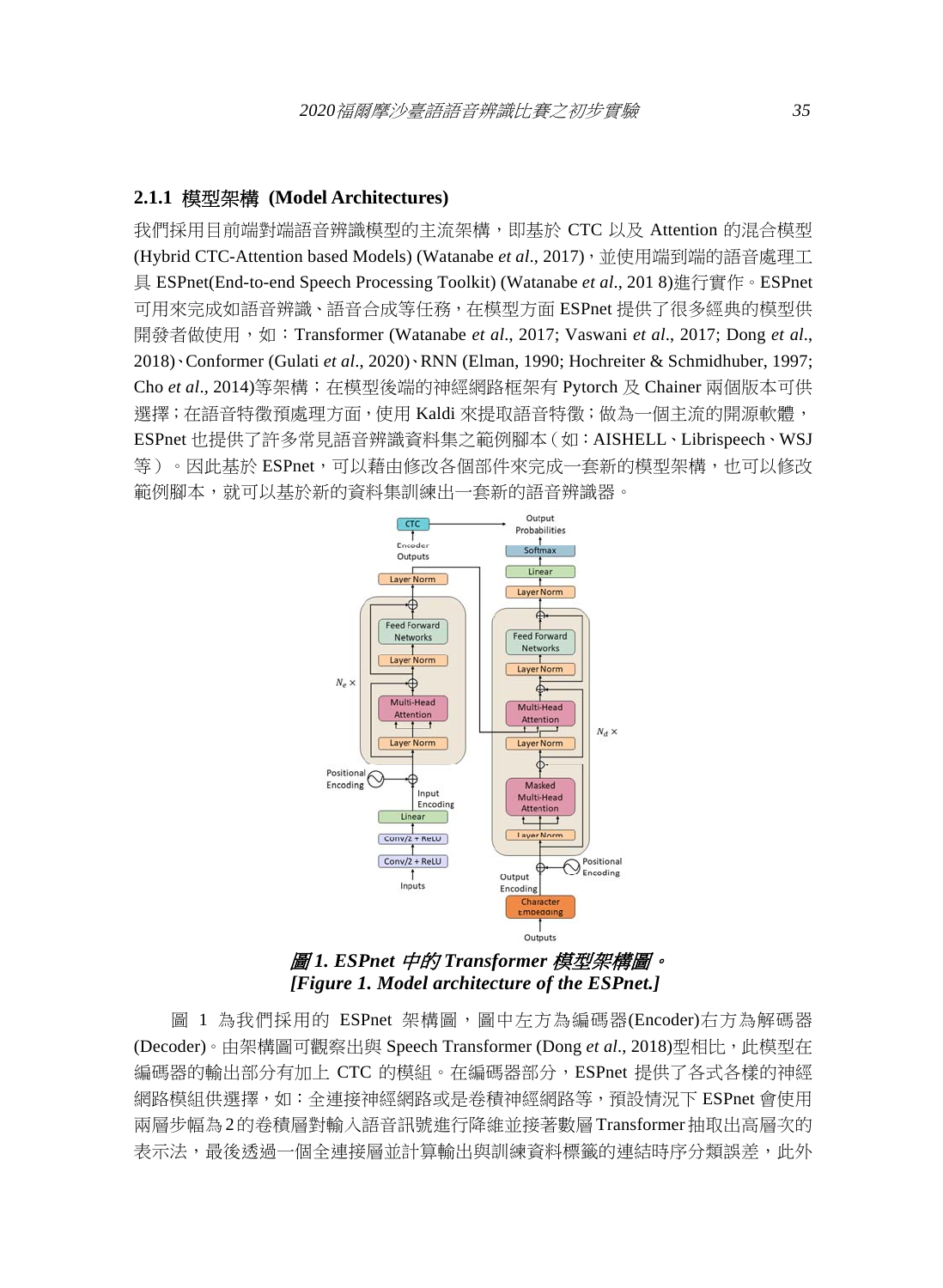### 2.1.1 模型架構 (Model Architectures)

我們採用目前端對端語音辨識模型的主流架構，即基於 CTC 以及 Attention 的混合模型 (Hybrid CTC-Attention based Models) (Watanabe *et al*., 2017)，並使用端到端的語音處理工具 ESPnet(End-to-end Speech Processing Toolkit) (Watanabe *et al*., 201 8)進行實作。ESPnet 可用來完成如語音辨識、語音合成等任務，在模型方面 ESPnet 提供了很多經典的模型供開發者做使用，如：Transformer (Watanabe *et al*., 2017; Vaswani *et al*., 2017; Dong *et al*., 2018)、Conformer (Gulati *et al*., 2020)、RNN (Elman, 1990; Hochreiter & Schmidhuber, 1997; Cho *et al*., 2014)等架構；在模型後端的神經網路框架有 Pytorch 及 Chainer 兩個版本可供選擇；在語音特徵預處理方面，使用 Kaldi 來提取語音特徵；做為一個主流的開源軟體，ESPnet 也提供了許多常見語音辨識資料集之範例腳本（如：AISHELL、Librispeech、WSJ 等）。因此基於 ESPnet，可以藉由修改各個部件來完成一套新的模型架構，也可以修改範例腳本，就可以基於新的資料集訓練出一套新的語音辨識器。

***圖 1. ESPnet 中的 Transformer 模型架構圖。***
***[Figure 1. Model architecture of the ESPnet.]***

圖 1 為我們採用的 ESPnet 架構圖，圖中左方為編碼器(Encoder)右方為解碼器(Decoder)。由架構圖可觀察出與 Speech Transformer (Dong *et al*., 2018)型相比，此模型在編碼器的輸出部分有加上 CTC 的模組。在編碼器部分，ESPnet 提供了各式各樣的神經網路模組供選擇，如：全連接神經網路或是卷積神經網路等，預設情況下 ESPnet 會使用兩層步幅為 2 的卷積層對輸入語音訊號進行降維並接著數層 Transformer 抽取出高層次的表示法，最後透過一個全連接層並計算輸出與訓練資料標籤的連結時序分類誤差，此外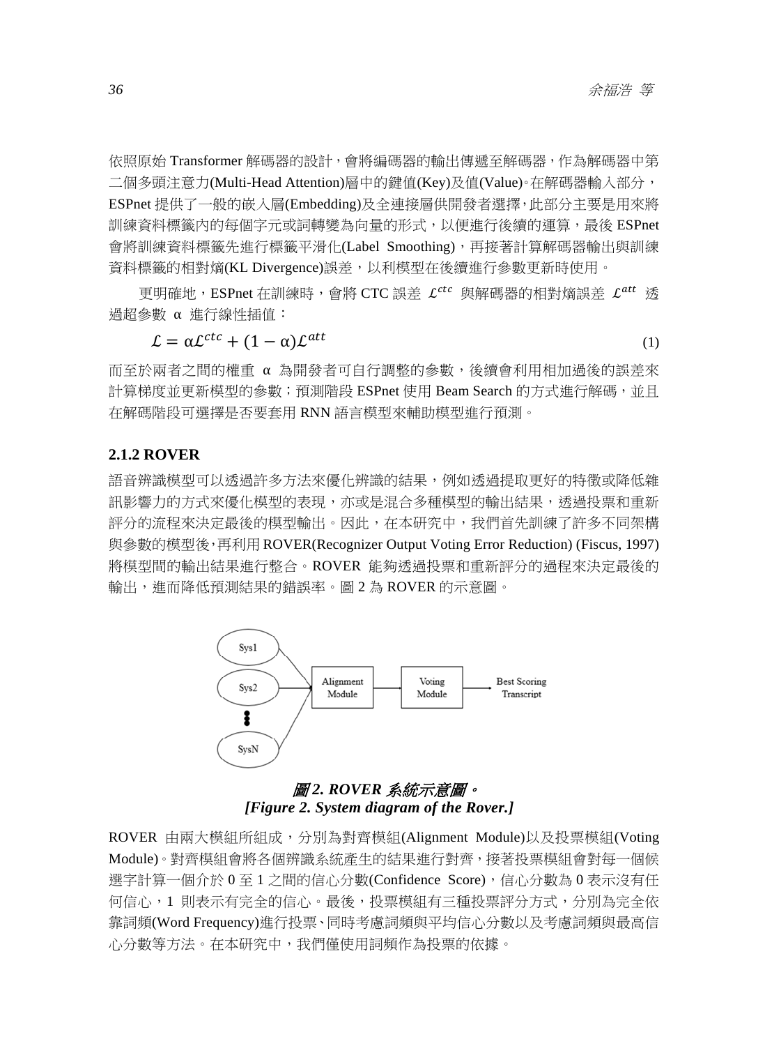依照原始 Transformer 解碼器的設計，會將編碼器的輸出傳遞至解碼器，作為解碼器中第二個多頭注意力(Multi-Head Attention)層中的鍵值(Key)及值(Value)。在解碼器輸入部分，ESPnet 提供了一般的嵌入層(Embedding)及全連接層供開發者選擇，此部分主要是用來將訓練資料標籤內的每個字元或詞轉變為向量的形式，以便進行後續的運算，最後 ESPnet 會將訓練資料標籤先進行標籤平滑化(Label Smoothing)，再接著計算解碼器輸出與訓練資料標籤的相對熵(KL Divergence)誤差，以利模型在後續進行參數更新時使用。

更明確地，ESPnet 在訓練時，會將 CTC 誤差 $\mathcal{L}^{ctc}$ 與解碼器的相對熵誤差 $\mathcal{L}^{att}$ 透過超參數 α 進行線性插值：

$$\mathcal{L} = \alpha\mathcal{L}^{ctc} + (1 - \alpha)\mathcal{L}^{att} \tag{1}$$

而至於兩者之間的權重 α 為開發者可自行調整的參數，後續會利用相加過後的誤差來計算梯度並更新模型的參數；預測階段 ESPnet 使用 Beam Search 的方式進行解碼，並且在解碼階段可選擇是否要套用 RNN 語言模型來輔助模型進行預測。

### 2.1.2 ROVER

語音辨識模型可以透過許多方法來優化辨識的結果，例如透過提取更好的特徵或降低雜訊影響力的方式來優化模型的表現，亦或是混合多種模型的輸出結果，透過投票和重新評分的流程來決定最後的模型輸出。因此，在本研究中，我們首先訓練了許多不同架構與參數的模型後，再利用 ROVER(Recognizer Output Voting Error Reduction) (Fiscus, 1997) 將模型間的輸出結果進行整合。ROVER 能夠透過投票和重新評分的過程來決定最後的輸出，進而降低預測結果的錯誤率。圖 2 為 ROVER 的示意圖。

Sys1, Sys2, ..., SysN → Alignment Module → Voting Module → Best Scoring Transcript

*圖 2. ROVER 系統示意圖。*
*[Figure 2. System diagram of the Rover.]*

ROVER 由兩大模組所組成，分別為對齊模組(Alignment Module)以及投票模組(Voting Module)。對齊模組會將各個辨識系統產生的結果進行對齊，接著投票模組會對每一個候選字計算一個介於 0 至 1 之間的信心分數(Confidence Score)，信心分數為 0 表示沒有任何信心，1 則表示有完全的信心。最後，投票模組有三種投票評分方式，分別為完全依靠詞頻(Word Frequency)進行投票、同時考慮詞頻與平均信心分數以及考慮詞頻與最高信心分數等方法。在本研究中，我們僅使用詞頻作為投票的依據。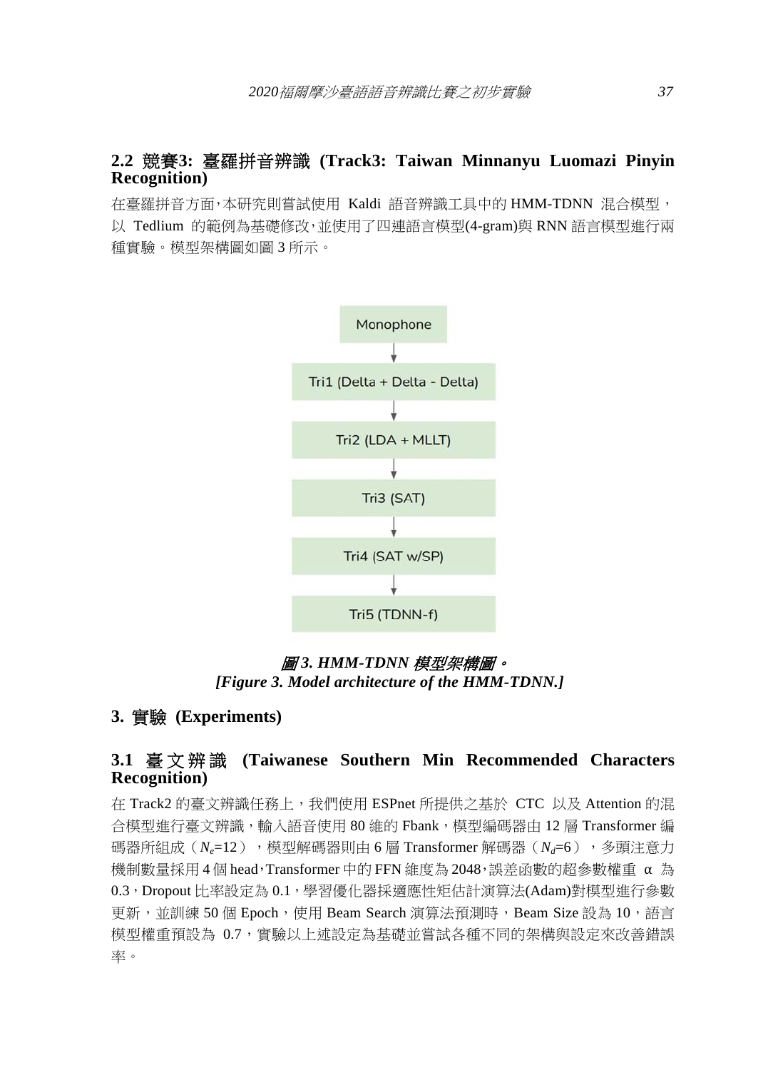## 2.2 競賽3: 臺羅拼音辨識 (Track3: Taiwan Minnanyu Luomazi Pinyin Recognition)

在臺羅拼音方面，本研究則嘗試使用 Kaldi 語音辨識工具中的 HMM-TDNN 混合模型，以 Tedlium 的範例為基礎修改，並使用了四連語言模型(4-gram)與 RNN 語言模型進行兩種實驗。模型架構圖如圖 3 所示。

Monophone → Tri1 (Delta + Delta - Delta) → Tri2 (LDA + MLLT) → Tri3 (SAT) → Tri4 (SAT w/SP) → Tri5 (TDNN-f)

***圖 3. HMM-TDNN 模型架構圖。***
***[Figure 3. Model architecture of the HMM-TDNN.]***

# 3. 實驗 (Experiments)

## 3.1 臺文辨識 (Taiwanese Southern Min Recommended Characters Recognition)

在 Track2 的臺文辨識任務上，我們使用 ESPnet 所提供之基於 CTC 以及 Attention 的混合模型進行臺文辨識，輸入語音使用 80 維的 Fbank，模型編碼器由 12 層 Transformer 編碼器所組成（$N_e$=12），模型解碼器則由 6 層 Transformer 解碼器（$N_d$=6），多頭注意力機制數量採用 4 個 head，Transformer 中的 FFN 維度為 2048，誤差函數的超參數權重 α 為 0.3，Dropout 比率設定為 0.1，學習優化器採適應性矩估計演算法(Adam)對模型進行參數更新，並訓練 50 個 Epoch，使用 Beam Search 演算法預測時，Beam Size 設為 10，語言模型權重預設為 0.7，實驗以上述設定為基礎並嘗試各種不同的架構與設定來改善錯誤率。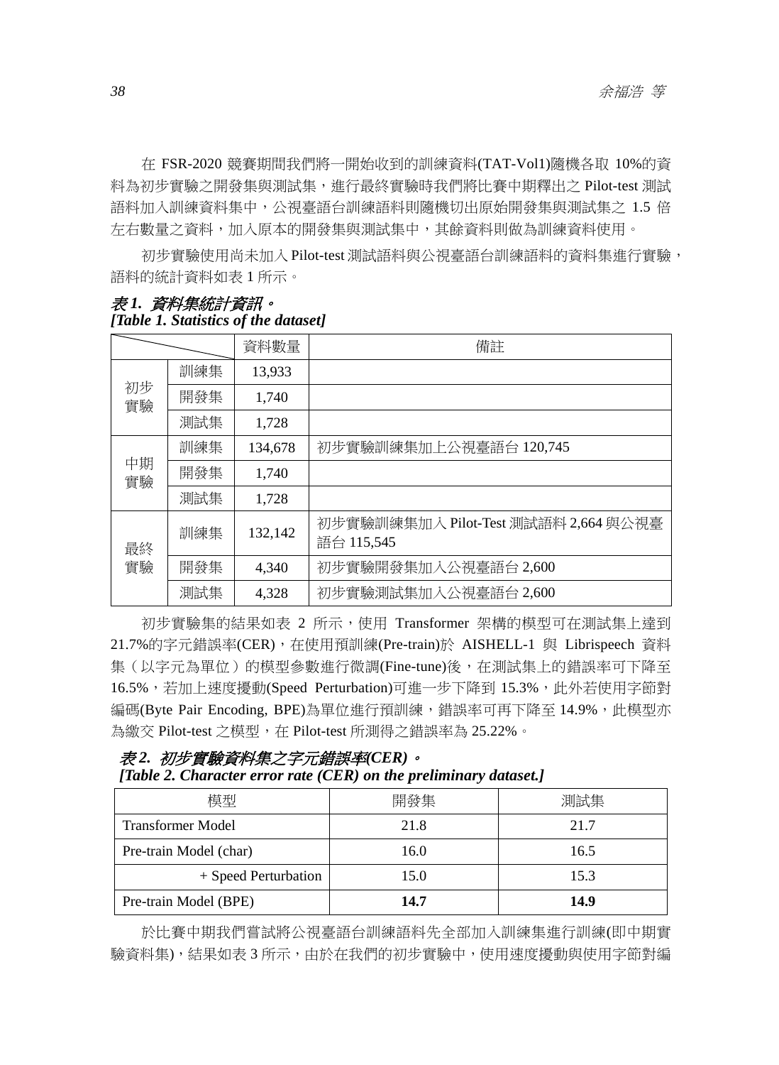在 FSR-2020 競賽期間我們將一開始收到的訓練資料(TAT-Vol1)隨機各取 10%的資料為初步實驗之開發集與測試集，進行最終實驗時我們將比賽中期釋出之 Pilot-test 測試語料加入訓練資料集中，公視臺語台訓練語料則隨機切出原始開發集與測試集之 1.5 倍左右數量之資料，加入原本的開發集與測試集中，其餘資料則做為訓練資料使用。

初步實驗使用尚未加入 Pilot-test 測試語料與公視臺語台訓練語料的資料集進行實驗，語料的統計資料如表 1 所示。

*表 1. 資料集統計資訊。*
***[Table 1. Statistics of the dataset]***

| | | 資料數量 | 備註 |
|---|---|---|---|
| 初步實驗 | 訓練集 | 13,933 | |
| | 開發集 | 1,740 | |
| | 測試集 | 1,728 | |
| 中期實驗 | 訓練集 | 134,678 | 初步實驗訓練集加上公視臺語台 120,745 |
| | 開發集 | 1,740 | |
| | 測試集 | 1,728 | |
| 最終實驗 | 訓練集 | 132,142 | 初步實驗訓練集加入 Pilot-Test 測試語料 2,664 與公視臺語台 115,545 |
| | 開發集 | 4,340 | 初步實驗開發集加入公視臺語台 2,600 |
| | 測試集 | 4,328 | 初步實驗測試集加入公視臺語台 2,600 |

初步實驗集的結果如表 2 所示，使用 Transformer 架構的模型可在測試集上達到 21.7%的字元錯誤率(CER)，在使用預訓練(Pre-train)於 AISHELL-1 與 Librispeech 資料集（以字元為單位）的模型參數進行微調(Fine-tune)後，在測試集上的錯誤率可下降至 16.5%，若加上速度擾動(Speed Perturbation)可進一步下降到 15.3%，此外若使用字節對編碼(Byte Pair Encoding, BPE)為單位進行預訓練，錯誤率可再下降至 14.9%，此模型亦為繳交 Pilot-test 之模型，在 Pilot-test 所測得之錯誤率為 25.22%。

*表 2. 初步實驗資料集之字元錯誤率(CER)。*
***[Table 2. Character error rate (CER) on the preliminary dataset.]***

| 模型 | 開發集 | 測試集 |
|---|---|---|
| Transformer Model | 21.8 | 21.7 |
| Pre-train Model (char) | 16.0 | 16.5 |
| + Speed Perturbation | 15.0 | 15.3 |
| Pre-train Model (BPE) | **14.7** | **14.9** |

於比賽中期我們嘗試將公視臺語台訓練語料先全部加入訓練集進行訓練(即中期實驗資料集)，結果如表 3 所示，由於在我們的初步實驗中，使用速度擾動與使用字節對編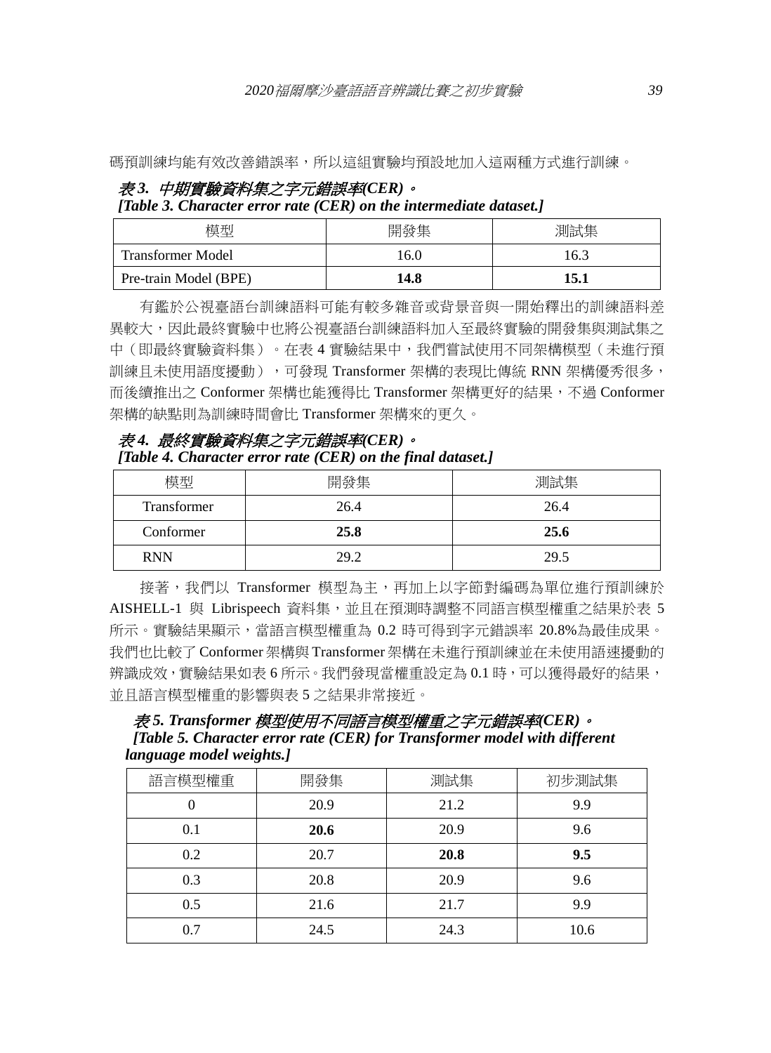碼預訓練均能有效改善錯誤率，所以這組實驗均預設地加入這兩種方式進行訓練。

*表 3. 中期實驗資料集之字元錯誤率(CER)。*
***[Table 3. Character error rate (CER) on the intermediate dataset.]***

| 模型 | 開發集 | 測試集 |
|---|---|---|
| Transformer Model | 16.0 | 16.3 |
| Pre-train Model (BPE) | **14.8** | **15.1** |

有鑑於公視臺語台訓練語料可能有較多雜音或背景音與一開始釋出的訓練語料差異較大，因此最終實驗中也將公視臺語台訓練語料加入至最終實驗的開發集與測試集之中（即最終實驗資料集）。在表 4 實驗結果中，我們嘗試使用不同架構模型（未進行預訓練且未使用語度擾動），可發現 Transformer 架構的表現比傳統 RNN 架構優秀很多，而後續推出之 Conformer 架構也能獲得比 Transformer 架構更好的結果，不過 Conformer 架構的缺點則為訓練時間會比 Transformer 架構來的更久。

*表 4. 最終實驗資料集之字元錯誤率(CER)。*
***[Table 4. Character error rate (CER) on the final dataset.]***

| 模型 | 開發集 | 測試集 |
|---|---|---|
| Transformer | 26.4 | 26.4 |
| Conformer | **25.8** | **25.6** |
| RNN | 29.2 | 29.5 |

接著，我們以 Transformer 模型為主，再加上以字節對編碼為單位進行預訓練於 AISHELL-1 與 Librispeech 資料集，並且在預測時調整不同語言模型權重之結果於表 5 所示。實驗結果顯示，當語言模型權重為 0.2 時可得到字元錯誤率 20.8%為最佳成果。我們也比較了 Conformer 架構與 Transformer 架構在未進行預訓練並在未使用語速擾動的辨識成效，實驗結果如表 6 所示。我們發現當權重設定為 0.1 時，可以獲得最好的結果，並且語言模型權重的影響與表 5 之結果非常接近。

*表 5. Transformer 模型使用不同語言模型權重之字元錯誤率(CER)。*
***[Table 5. Character error rate (CER) for Transformer model with different language model weights.]***

| 語言模型權重 | 開發集 | 測試集 | 初步測試集 |
|---|---|---|---|
| 0 | 20.9 | 21.2 | 9.9 |
| 0.1 | **20.6** | 20.9 | 9.6 |
| 0.2 | 20.7 | **20.8** | **9.5** |
| 0.3 | 20.8 | 20.9 | 9.6 |
| 0.5 | 21.6 | 21.7 | 9.9 |
| 0.7 | 24.5 | 24.3 | 10.6 |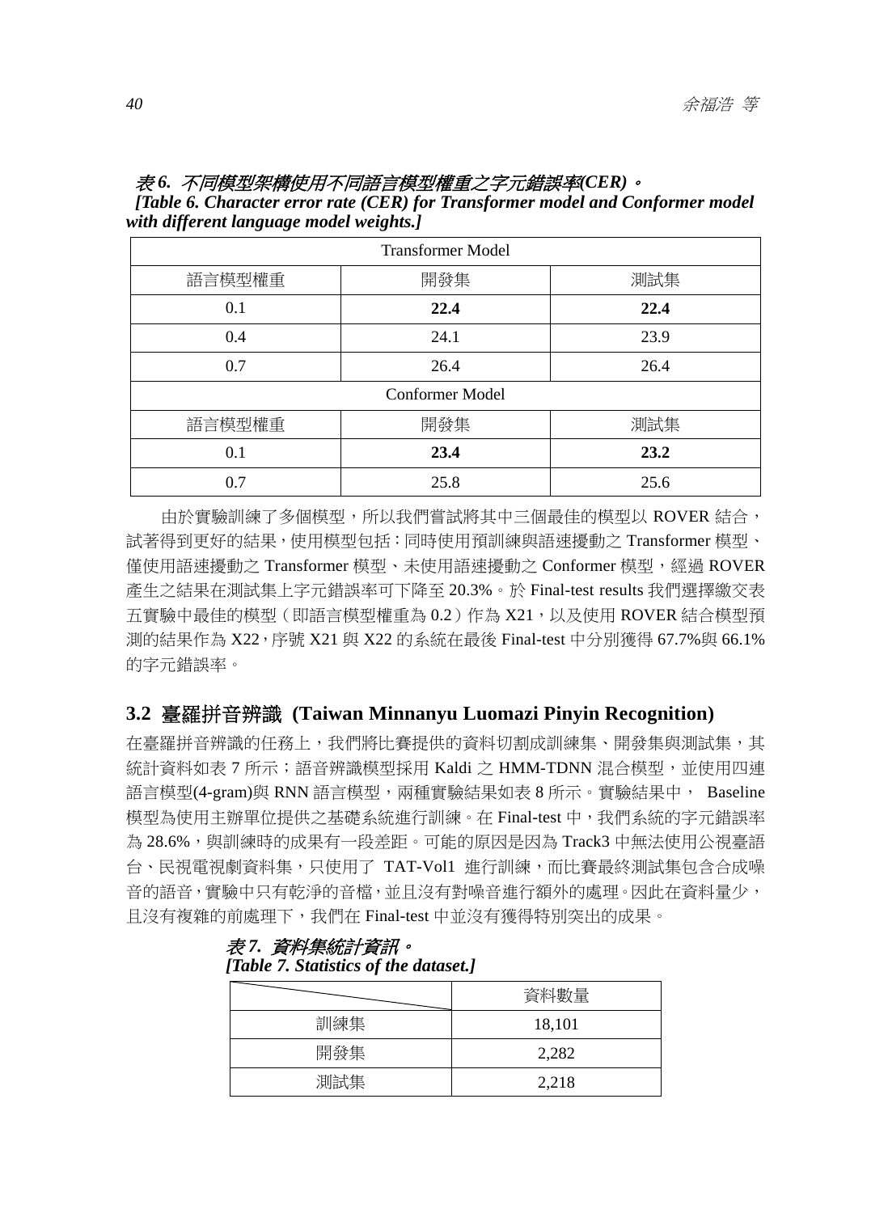*表 6. 不同模型架構使用不同語言模型權重之字元錯誤率(CER)。*
***[Table 6. Character error rate (CER) for Transformer model and Conformer model with different language model weights.]***

| Transformer Model | | |
|---|---|---|
| 語言模型權重 | 開發集 | 測試集 |
| 0.1 | **22.4** | **22.4** |
| 0.4 | 24.1 | 23.9 |
| 0.7 | 26.4 | 26.4 |
| Conformer Model | | |
| 語言模型權重 | 開發集 | 測試集 |
| 0.1 | **23.4** | **23.2** |
| 0.7 | 25.8 | 25.6 |

由於實驗訓練了多個模型，所以我們嘗試將其中三個最佳的模型以 ROVER 結合，試著得到更好的結果，使用模型包括：同時使用預訓練與語速擾動之 Transformer 模型、僅使用語速擾動之 Transformer 模型、未使用語速擾動之 Conformer 模型，經過 ROVER 產生之結果在測試集上字元錯誤率可下降至 20.3%。於 Final-test results 我們選擇繳交表五實驗中最佳的模型（即語言模型權重為 0.2）作為 X21，以及使用 ROVER 結合模型預測的結果作為 X22，序號 X21 與 X22 的系統在最後 Final-test 中分別獲得 67.7%與 66.1%的字元錯誤率。

## 3.2 臺羅拼音辨識 (Taiwan Minnanyu Luomazi Pinyin Recognition)

在臺羅拼音辨識的任務上，我們將比賽提供的資料切割成訓練集、開發集與測試集，其統計資料如表 7 所示；語音辨識模型採用 Kaldi 之 HMM-TDNN 混合模型，並使用四連語言模型(4-gram)與 RNN 語言模型，兩種實驗結果如表 8 所示。實驗結果中， Baseline 模型為使用主辦單位提供之基礎系統進行訓練。在 Final-test 中，我們系統的字元錯誤率為 28.6%，與訓練時的成果有一段差距。可能的原因是因為 Track3 中無法使用公視臺語台、民視電視劇資料集，只使用了 TAT-Vol1 進行訓練，而比賽最終測試集包含合成噪音的語音，實驗中只有乾淨的音檔，並且沒有對噪音進行額外的處理。因此在資料量少，且沒有複雜的前處理下，我們在 Final-test 中並沒有獲得特別突出的成果。

*表 7. 資料集統計資訊。*
***[Table 7. Statistics of the dataset.]***

| | 資料數量 |
|---|---|
| 訓練集 | 18,101 |
| 開發集 | 2,282 |
| 測試集 | 2,218 |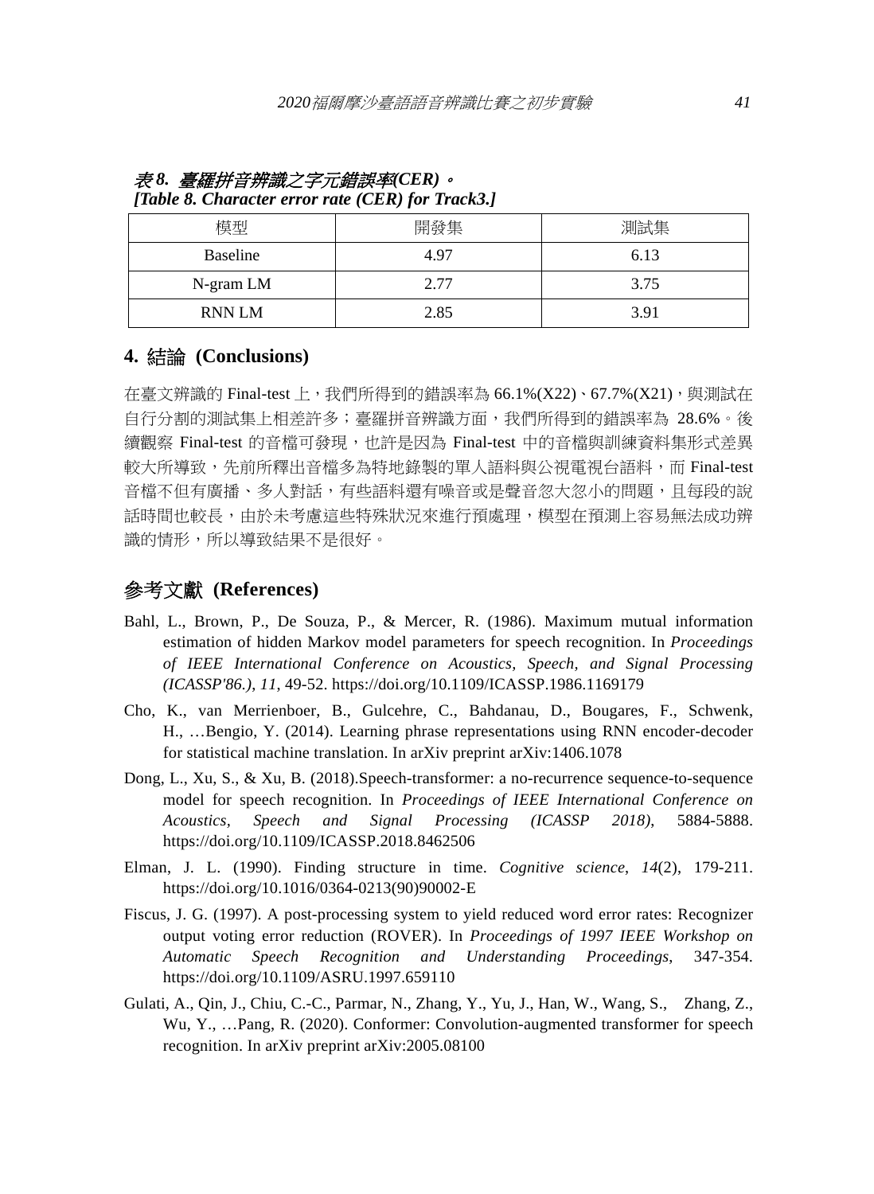*表 8. 臺羅拼音辨識之字元錯誤率(CER)。*
***[Table 8. Character error rate (CER) for Track3.]***

| 模型 | 開發集 | 測試集 |
|---|---|---|
| Baseline | 4.97 | 6.13 |
| N-gram LM | 2.77 | 3.75 |
| RNN LM | 2.85 | 3.91 |

## 4. 結論 (Conclusions)

在臺文辨識的 Final-test 上，我們所得到的錯誤率為 66.1%(X22)、67.7%(X21)，與測試在自行分割的測試集上相差許多；臺羅拼音辨識方面，我們所得到的錯誤率為 28.6%。後續觀察 Final-test 的音檔可發現，也許是因為 Final-test 中的音檔與訓練資料集形式差異較大所導致，先前所釋出音檔多為特地錄製的單人語料與公視電視台語料，而 Final-test 音檔不但有廣播、多人對話，有些語料還有噪音或是聲音忽大忽小的問題，且每段的說話時間也較長，由於未考慮這些特殊狀況來進行預處理，模型在預測上容易無法成功辨識的情形，所以導致結果不是很好。

## 參考文獻 (References)

Bahl, L., Brown, P., De Souza, P., & Mercer, R. (1986). Maximum mutual information estimation of hidden Markov model parameters for speech recognition. In *Proceedings of IEEE International Conference on Acoustics, Speech, and Signal Processing (ICASSP'86.)*, *11*, 49-52. https://doi.org/10.1109/ICASSP.1986.1169179

Cho, K., van Merrienboer, B., Gulcehre, C., Bahdanau, D., Bougares, F., Schwenk, H., …Bengio, Y. (2014). Learning phrase representations using RNN encoder-decoder for statistical machine translation. In arXiv preprint arXiv:1406.1078

Dong, L., Xu, S., & Xu, B. (2018).Speech-transformer: a no-recurrence sequence-to-sequence model for speech recognition. In *Proceedings of IEEE International Conference on Acoustics, Speech and Signal Processing (ICASSP 2018)*, 5884-5888. https://doi.org/10.1109/ICASSP.2018.8462506

Elman, J. L. (1990). Finding structure in time. *Cognitive science*, *14*(2), 179-211. https://doi.org/10.1016/0364-0213(90)90002-E

Fiscus, J. G. (1997). A post-processing system to yield reduced word error rates: Recognizer output voting error reduction (ROVER). In *Proceedings of 1997 IEEE Workshop on Automatic Speech Recognition and Understanding Proceedings*, 347-354. https://doi.org/10.1109/ASRU.1997.659110

Gulati, A., Qin, J., Chiu, C.-C., Parmar, N., Zhang, Y., Yu, J., Han, W., Wang, S., Zhang, Z., Wu, Y., …Pang, R. (2020). Conformer: Convolution-augmented transformer for speech recognition. In arXiv preprint arXiv:2005.08100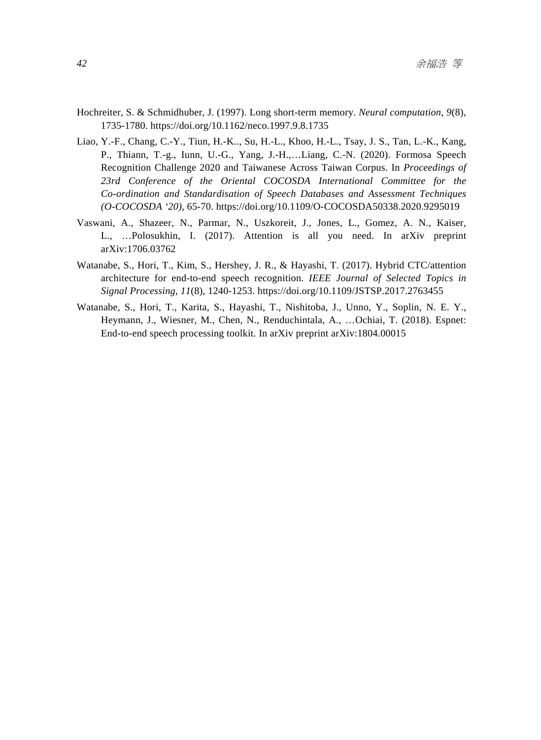Hochreiter, S. & Schmidhuber, J. (1997). Long short-term memory. *Neural computation*, *9*(8), 1735-1780. https://doi.org/10.1162/neco.1997.9.8.1735

Liao, Y.-F., Chang, C.-Y., Tiun, H.-K.., Su, H.-L., Khoo, H.-L., Tsay, J. S., Tan, L.-K., Kang, P., Thiann, T.-g., Iunn, U.-G., Yang, J.-H.,…Liang, C.-N. (2020). Formosa Speech Recognition Challenge 2020 and Taiwanese Across Taiwan Corpus. In *Proceedings of 23rd Conference of the Oriental COCOSDA International Committee for the Co-ordination and Standardisation of Speech Databases and Assessment Techniques (O-COCOSDA '20)*, 65-70. https://doi.org/10.1109/O-COCOSDA50338.2020.9295019

Vaswani, A., Shazeer, N., Parmar, N., Uszkoreit, J., Jones, L., Gomez, A. N., Kaiser, L., …Polosukhin, I. (2017). Attention is all you need. In arXiv preprint arXiv:1706.03762

Watanabe, S., Hori, T., Kim, S., Hershey, J. R., & Hayashi, T. (2017). Hybrid CTC/attention architecture for end-to-end speech recognition. *IEEE Journal of Selected Topics in Signal Processing*, *11*(8), 1240-1253. https://doi.org/10.1109/JSTSP.2017.2763455

Watanabe, S., Hori, T., Karita, S., Hayashi, T., Nishitoba, J., Unno, Y., Soplin, N. E. Y., Heymann, J., Wiesner, M., Chen, N., Renduchintala, A., …Ochiai, T. (2018). Espnet: End-to-end speech processing toolkit. In arXiv preprint arXiv:1804.00015